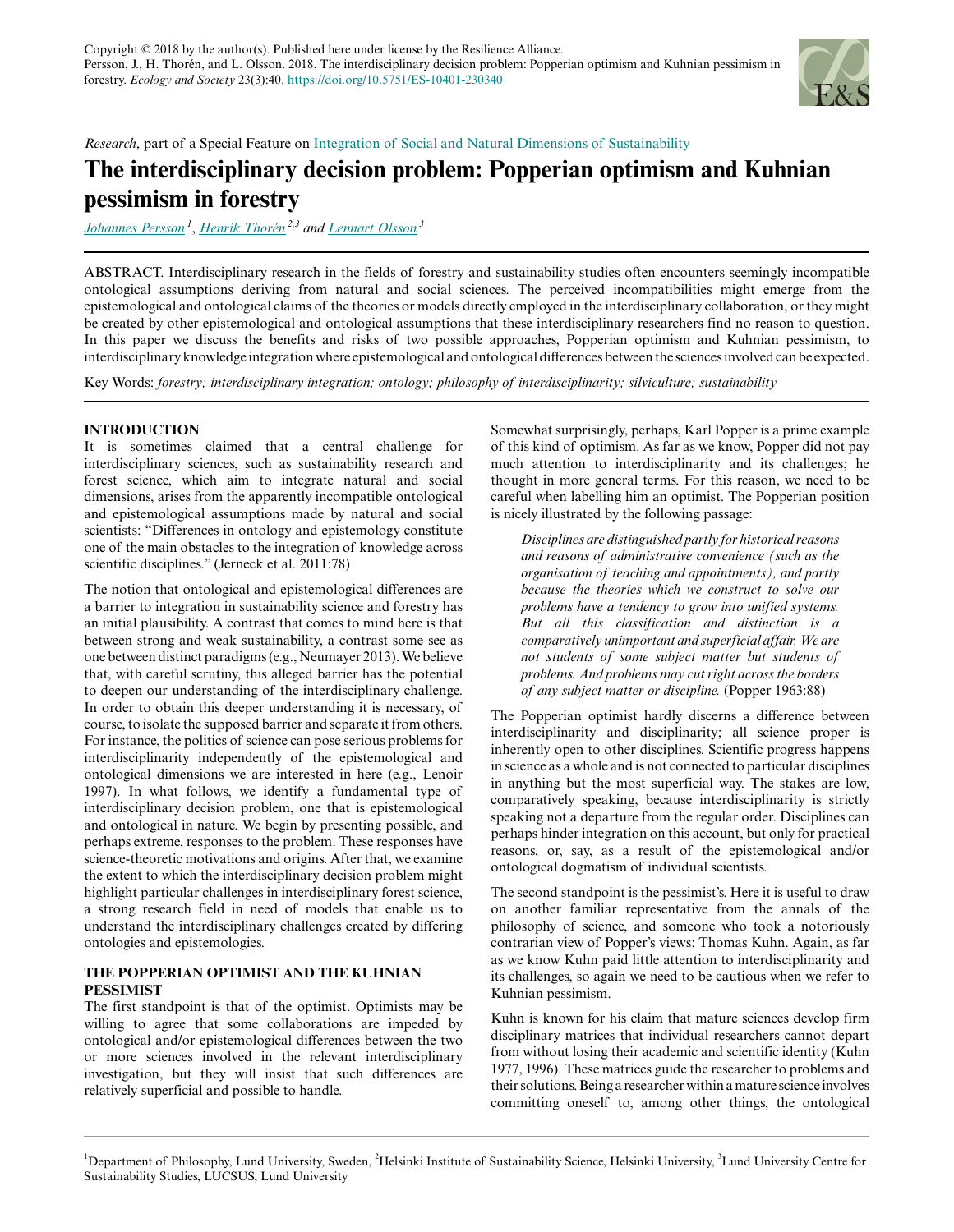Copyright © 2018 by the author(s). Published here under license by the Resilience Alliance.
Persson, J., H. Thorén, and L. Olsson. 2018. The interdisciplinary decision problem: Popperian optimism and Kuhnian pessimism in forestry. *Ecology and Society* 23(3):40. https://doi.org/10.5751/ES-10401-230340

*Research*, part of a Special Feature on Integration of Social and Natural Dimensions of Sustainability

# The interdisciplinary decision problem: Popperian optimism and Kuhnian pessimism in forestry

*Johannes Persson* [1], *Henrik Thorén* [2,3] *and Lennart Olsson* [3]

ABSTRACT. Interdisciplinary research in the fields of forestry and sustainability studies often encounters seemingly incompatible ontological assumptions deriving from natural and social sciences. The perceived incompatibilities might emerge from the epistemological and ontological claims of the theories or models directly employed in the interdisciplinary collaboration, or they might be created by other epistemological and ontological assumptions that these interdisciplinary researchers find no reason to question. In this paper we discuss the benefits and risks of two possible approaches, Popperian optimism and Kuhnian pessimism, to interdisciplinary knowledge integration where epistemological and ontological differences between the sciences involved can be expected.

Key Words: *forestry; interdisciplinary integration; ontology; philosophy of interdisciplinarity; silviculture; sustainability*

## INTRODUCTION

It is sometimes claimed that a central challenge for interdisciplinary sciences, such as sustainability research and forest science, which aim to integrate natural and social dimensions, arises from the apparently incompatible ontological and epistemological assumptions made by natural and social scientists: "Differences in ontology and epistemology constitute one of the main obstacles to the integration of knowledge across scientific disciplines." (Jerneck et al. 2011:78)

The notion that ontological and epistemological differences are a barrier to integration in sustainability science and forestry has an initial plausibility. A contrast that comes to mind here is that between strong and weak sustainability, a contrast some see as one between distinct paradigms (e.g., Neumayer 2013). We believe that, with careful scrutiny, this alleged barrier has the potential to deepen our understanding of the interdisciplinary challenge. In order to obtain this deeper understanding it is necessary, of course, to isolate the supposed barrier and separate it from others. For instance, the politics of science can pose serious problems for interdisciplinarity independently of the epistemological and ontological dimensions we are interested in here (e.g., Lenoir 1997). In what follows, we identify a fundamental type of interdisciplinary decision problem, one that is epistemological and ontological in nature. We begin by presenting possible, and perhaps extreme, responses to the problem. These responses have science-theoretic motivations and origins. After that, we examine the extent to which the interdisciplinary decision problem might highlight particular challenges in interdisciplinary forest science, a strong research field in need of models that enable us to understand the interdisciplinary challenges created by differing ontologies and epistemologies.

## THE POPPERIAN OPTIMIST AND THE KUHNIAN PESSIMIST

The first standpoint is that of the optimist. Optimists may be willing to agree that some collaborations are impeded by ontological and/or epistemological differences between the two or more sciences involved in the relevant interdisciplinary investigation, but they will insist that such differences are relatively superficial and possible to handle.

Somewhat surprisingly, perhaps, Karl Popper is a prime example of this kind of optimism. As far as we know, Popper did not pay much attention to interdisciplinarity and its challenges; he thought in more general terms. For this reason, we need to be careful when labelling him an optimist. The Popperian position is nicely illustrated by the following passage:

> *Disciplines are distinguished partly for historical reasons and reasons of administrative convenience (such as the organisation of teaching and appointments), and partly because the theories which we construct to solve our problems have a tendency to grow into unified systems. But all this classification and distinction is a comparatively unimportant and superficial affair. We are not students of some subject matter but students of problems. And problems may cut right across the borders of any subject matter or discipline.* (Popper 1963:88)

The Popperian optimist hardly discerns a difference between interdisciplinarity and disciplinarity; all science proper is inherently open to other disciplines. Scientific progress happens in science as a whole and is not connected to particular disciplines in anything but the most superficial way. The stakes are low, comparatively speaking, because interdisciplinarity is strictly speaking not a departure from the regular order. Disciplines can perhaps hinder integration on this account, but only for practical reasons, or, say, as a result of the epistemological and/or ontological dogmatism of individual scientists.

The second standpoint is the pessimist's. Here it is useful to draw on another familiar representative from the annals of the philosophy of science, and someone who took a notoriously contrarian view of Popper's views: Thomas Kuhn. Again, as far as we know Kuhn paid little attention to interdisciplinarity and its challenges, so again we need to be cautious when we refer to Kuhnian pessimism.

Kuhn is known for his claim that mature sciences develop firm disciplinary matrices that individual researchers cannot depart from without losing their academic and scientific identity (Kuhn 1977, 1996). These matrices guide the researcher to problems and their solutions. Being a researcher within a mature science involves committing oneself to, among other things, the ontological

[1]Department of Philosophy, Lund University, Sweden, [2]Helsinki Institute of Sustainability Science, Helsinki University, [3]Lund University Centre for Sustainability Studies, LUCSUS, Lund University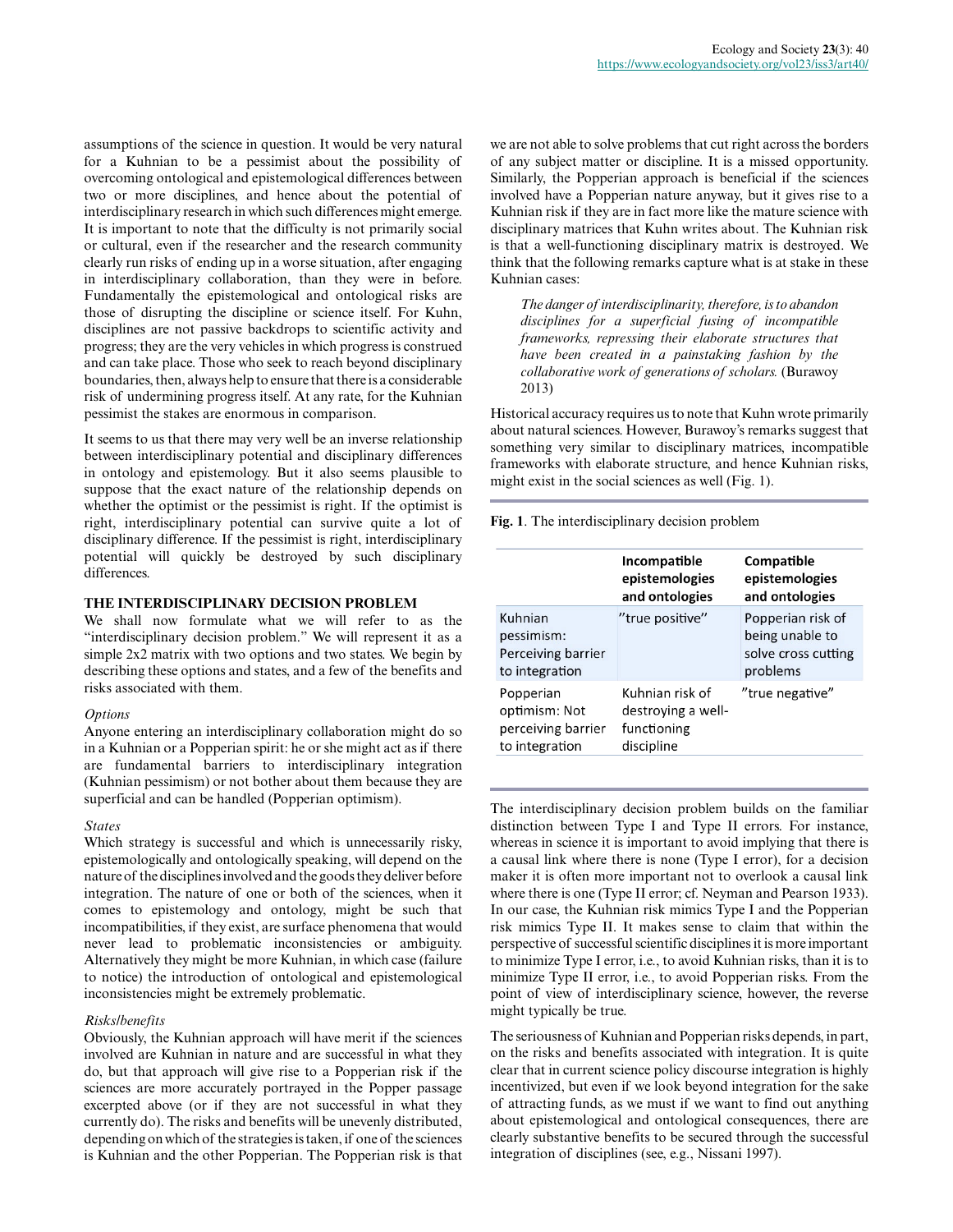assumptions of the science in question. It would be very natural for a Kuhnian to be a pessimist about the possibility of overcoming ontological and epistemological differences between two or more disciplines, and hence about the potential of interdisciplinary research in which such differences might emerge. It is important to note that the difficulty is not primarily social or cultural, even if the researcher and the research community clearly run risks of ending up in a worse situation, after engaging in interdisciplinary collaboration, than they were in before. Fundamentally the epistemological and ontological risks are those of disrupting the discipline or science itself. For Kuhn, disciplines are not passive backdrops to scientific activity and progress; they are the very vehicles in which progress is construed and can take place. Those who seek to reach beyond disciplinary boundaries, then, always help to ensure that there is a considerable risk of undermining progress itself. At any rate, for the Kuhnian pessimist the stakes are enormous in comparison.

It seems to us that there may very well be an inverse relationship between interdisciplinary potential and disciplinary differences in ontology and epistemology. But it also seems plausible to suppose that the exact nature of the relationship depends on whether the optimist or the pessimist is right. If the optimist is right, interdisciplinary potential can survive quite a lot of disciplinary difference. If the pessimist is right, interdisciplinary potential will quickly be destroyed by such disciplinary differences.

## THE INTERDISCIPLINARY DECISION PROBLEM

We shall now formulate what we will refer to as the "interdisciplinary decision problem." We will represent it as a simple 2x2 matrix with two options and two states. We begin by describing these options and states, and a few of the benefits and risks associated with them.

### *Options*

Anyone entering an interdisciplinary collaboration might do so in a Kuhnian or a Popperian spirit: he or she might act as if there are fundamental barriers to interdisciplinary integration (Kuhnian pessimism) or not bother about them because they are superficial and can be handled (Popperian optimism).

### *States*

Which strategy is successful and which is unnecessarily risky, epistemologically and ontologically speaking, will depend on the nature of the disciplines involved and the goods they deliver before integration. The nature of one or both of the sciences, when it comes to epistemology and ontology, might be such that incompatibilities, if they exist, are surface phenomena that would never lead to problematic inconsistencies or ambiguity. Alternatively they might be more Kuhnian, in which case (failure to notice) the introduction of ontological and epistemological inconsistencies might be extremely problematic.

### *Risks/benefits*

Obviously, the Kuhnian approach will have merit if the sciences involved are Kuhnian in nature and are successful in what they do, but that approach will give rise to a Popperian risk if the sciences are more accurately portrayed in the Popper passage excerpted above (or if they are not successful in what they currently do). The risks and benefits will be unevenly distributed, depending on which of the strategies is taken, if one of the sciences is Kuhnian and the other Popperian. The Popperian risk is that we are not able to solve problems that cut right across the borders of any subject matter or discipline. It is a missed opportunity. Similarly, the Popperian approach is beneficial if the sciences involved have a Popperian nature anyway, but it gives rise to a Kuhnian risk if they are in fact more like the mature science with disciplinary matrices that Kuhn writes about. The Kuhnian risk is that a well-functioning disciplinary matrix is destroyed. We think that the following remarks capture what is at stake in these Kuhnian cases:

> *The danger of interdisciplinarity, therefore, is to abandon disciplines for a superficial fusing of incompatible frameworks, repressing their elaborate structures that have been created in a painstaking fashion by the collaborative work of generations of scholars.* (Burawoy 2013)

Historical accuracy requires us to note that Kuhn wrote primarily about natural sciences. However, Burawoy's remarks suggest that something very similar to disciplinary matrices, incompatible frameworks with elaborate structure, and hence Kuhnian risks, might exist in the social sciences as well (Fig. 1).

**Fig. 1**. The interdisciplinary decision problem

| | Incompatible epistemologies and ontologies | Compatible epistemologies and ontologies |
|---|---|---|
| Kuhnian pessimism: Perceiving barrier to integration | "true positive" | Popperian risk of being unable to solve cross cutting problems |
| Popperian optimism: Not perceiving barrier to integration | Kuhnian risk of destroying a well-functioning discipline | "true negative" |

The interdisciplinary decision problem builds on the familiar distinction between Type I and Type II errors. For instance, whereas in science it is important to avoid implying that there is a causal link where there is none (Type I error), for a decision maker it is often more important not to overlook a causal link where there is one (Type II error; cf. Neyman and Pearson 1933). In our case, the Kuhnian risk mimics Type I and the Popperian risk mimics Type II. It makes sense to claim that within the perspective of successful scientific disciplines it is more important to minimize Type I error, i.e., to avoid Kuhnian risks, than it is to minimize Type II error, i.e., to avoid Popperian risks. From the point of view of interdisciplinary science, however, the reverse might typically be true.

The seriousness of Kuhnian and Popperian risks depends, in part, on the risks and benefits associated with integration. It is quite clear that in current science policy discourse integration is highly incentivized, but even if we look beyond integration for the sake of attracting funds, as we must if we want to find out anything about epistemological and ontological consequences, there are clearly substantive benefits to be secured through the successful integration of disciplines (see, e.g., Nissani 1997).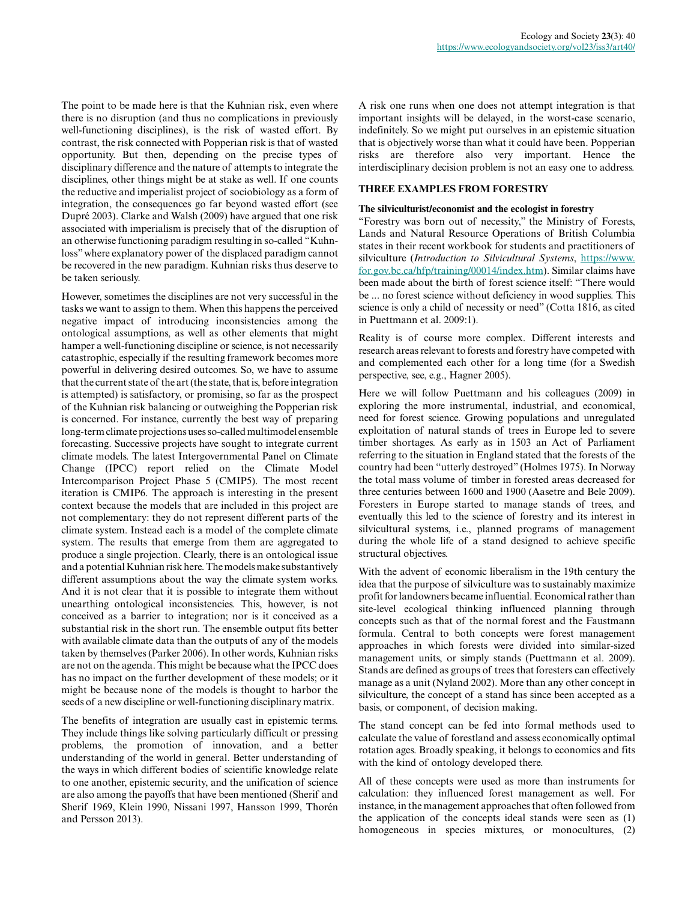The point to be made here is that the Kuhnian risk, even where there is no disruption (and thus no complications in previously well-functioning disciplines), is the risk of wasted effort. By contrast, the risk connected with Popperian risk is that of wasted opportunity. But then, depending on the precise types of disciplinary difference and the nature of attempts to integrate the disciplines, other things might be at stake as well. If one counts the reductive and imperialist project of sociobiology as a form of integration, the consequences go far beyond wasted effort (see Dupré 2003). Clarke and Walsh (2009) have argued that one risk associated with imperialism is precisely that of the disruption of an otherwise functioning paradigm resulting in so-called "Kuhn-loss" where explanatory power of the displaced paradigm cannot be recovered in the new paradigm. Kuhnian risks thus deserve to be taken seriously.

However, sometimes the disciplines are not very successful in the tasks we want to assign to them. When this happens the perceived negative impact of introducing inconsistencies among the ontological assumptions, as well as other elements that might hamper a well-functioning discipline or science, is not necessarily catastrophic, especially if the resulting framework becomes more powerful in delivering desired outcomes. So, we have to assume that the current state of the art (the state, that is, before integration is attempted) is satisfactory, or promising, so far as the prospect of the Kuhnian risk balancing or outweighing the Popperian risk is concerned. For instance, currently the best way of preparing long-term climate projections uses so-called multimodel ensemble forecasting. Successive projects have sought to integrate current climate models. The latest Intergovernmental Panel on Climate Change (IPCC) report relied on the Climate Model Intercomparison Project Phase 5 (CMIP5). The most recent iteration is CMIP6. The approach is interesting in the present context because the models that are included in this project are not complementary: they do not represent different parts of the climate system. Instead each is a model of the complete climate system. The results that emerge from them are aggregated to produce a single projection. Clearly, there is an ontological issue and a potential Kuhnian risk here. The models make substantively different assumptions about the way the climate system works. And it is not clear that it is possible to integrate them without unearthing ontological inconsistencies. This, however, is not conceived as a barrier to integration; nor is it conceived as a substantial risk in the short run. The ensemble output fits better with available climate data than the outputs of any of the models taken by themselves (Parker 2006). In other words, Kuhnian risks are not on the agenda. This might be because what the IPCC does has no impact on the further development of these models; or it might be because none of the models is thought to harbor the seeds of a new discipline or well-functioning disciplinary matrix.

The benefits of integration are usually cast in epistemic terms. They include things like solving particularly difficult or pressing problems, the promotion of innovation, and a better understanding of the world in general. Better understanding of the ways in which different bodies of scientific knowledge relate to one another, epistemic security, and the unification of science are also among the payoffs that have been mentioned (Sherif and Sherif 1969, Klein 1990, Nissani 1997, Hansson 1999, Thorén and Persson 2013).

A risk one runs when one does not attempt integration is that important insights will be delayed, in the worst-case scenario, indefinitely. So we might put ourselves in an epistemic situation that is objectively worse than what it could have been. Popperian risks are therefore also very important. Hence the interdisciplinary decision problem is not an easy one to address.

## THREE EXAMPLES FROM FORESTRY

### The silviculturist/economist and the ecologist in forestry

"Forestry was born out of necessity," the Ministry of Forests, Lands and Natural Resource Operations of British Columbia states in their recent workbook for students and practitioners of silviculture (*Introduction to Silvicultural Systems*, https://www.for.gov.bc.ca/hfp/training/00014/index.htm). Similar claims have been made about the birth of forest science itself: "There would be ... no forest science without deficiency in wood supplies. This science is only a child of necessity or need" (Cotta 1816, as cited in Puettmann et al. 2009:1).

Reality is of course more complex. Different interests and research areas relevant to forests and forestry have competed with and complemented each other for a long time (for a Swedish perspective, see, e.g., Hagner 2005).

Here we will follow Puettmann and his colleagues (2009) in exploring the more instrumental, industrial, and economical, need for forest science. Growing populations and unregulated exploitation of natural stands of trees in Europe led to severe timber shortages. As early as in 1503 an Act of Parliament referring to the situation in England stated that the forests of the country had been "utterly destroyed" (Holmes 1975). In Norway the total mass volume of timber in forested areas decreased for three centuries between 1600 and 1900 (Aasetre and Bele 2009). Foresters in Europe started to manage stands of trees, and eventually this led to the science of forestry and its interest in silvicultural systems, i.e., planned programs of management during the whole life of a stand designed to achieve specific structural objectives.

With the advent of economic liberalism in the 19th century the idea that the purpose of silviculture was to sustainably maximize profit for landowners became influential. Economical rather than site-level ecological thinking influenced planning through concepts such as that of the normal forest and the Faustmann formula. Central to both concepts were forest management approaches in which forests were divided into similar-sized management units, or simply stands (Puettmann et al. 2009). Stands are defined as groups of trees that foresters can effectively manage as a unit (Nyland 2002). More than any other concept in silviculture, the concept of a stand has since been accepted as a basis, or component, of decision making.

The stand concept can be fed into formal methods used to calculate the value of forestland and assess economically optimal rotation ages. Broadly speaking, it belongs to economics and fits with the kind of ontology developed there.

All of these concepts were used as more than instruments for calculation: they influenced forest management as well. For instance, in the management approaches that often followed from the application of the concepts ideal stands were seen as (1) homogeneous in species mixtures, or monocultures, (2)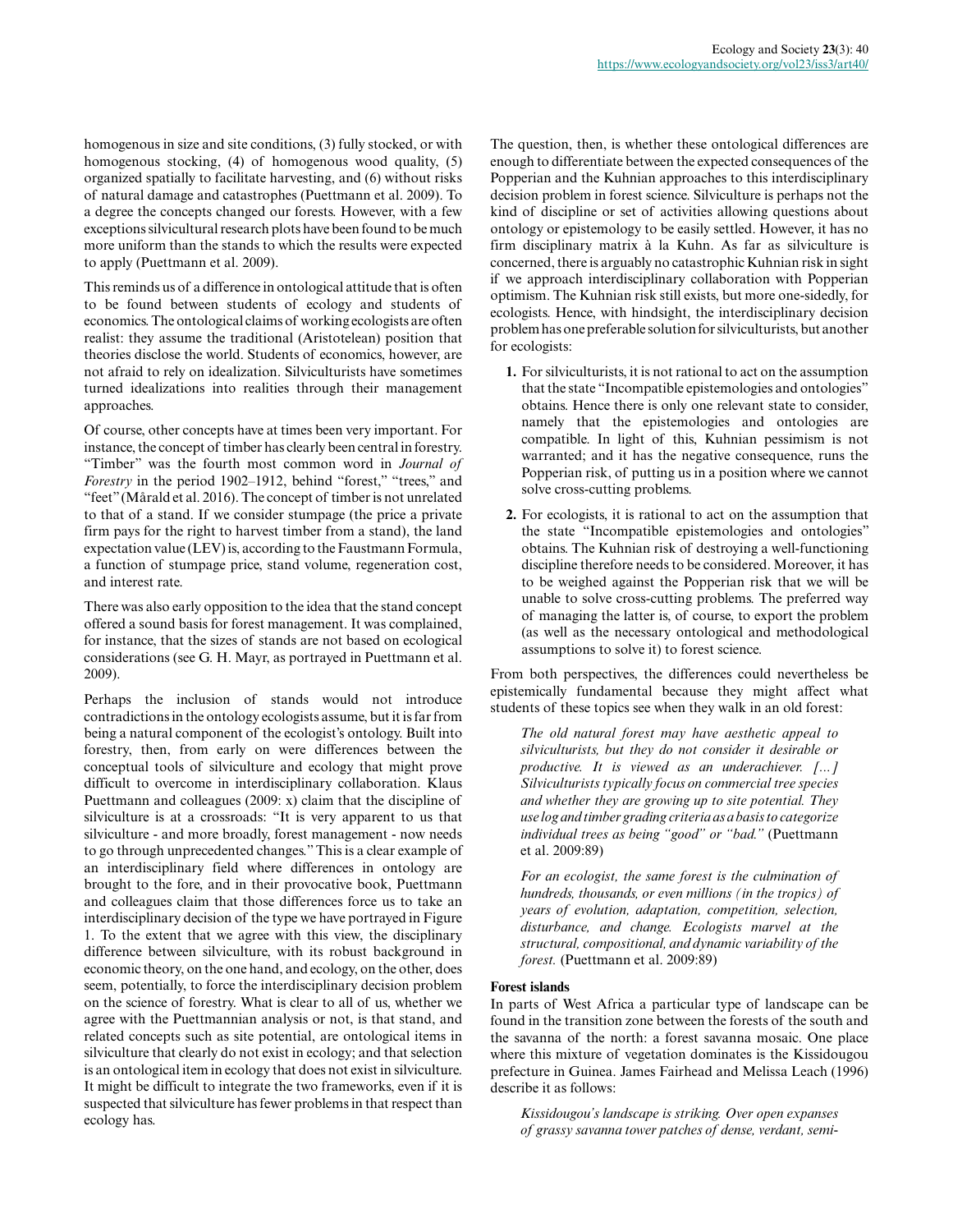homogenous in size and site conditions, (3) fully stocked, or with homogenous stocking, (4) of homogenous wood quality, (5) organized spatially to facilitate harvesting, and (6) without risks of natural damage and catastrophes (Puettmann et al. 2009). To a degree the concepts changed our forests. However, with a few exceptions silvicultural research plots have been found to be much more uniform than the stands to which the results were expected to apply (Puettmann et al. 2009).

This reminds us of a difference in ontological attitude that is often to be found between students of ecology and students of economics. The ontological claims of working ecologists are often realist: they assume the traditional (Aristotelean) position that theories disclose the world. Students of economics, however, are not afraid to rely on idealization. Silviculturists have sometimes turned idealizations into realities through their management approaches.

Of course, other concepts have at times been very important. For instance, the concept of timber has clearly been central in forestry. "Timber" was the fourth most common word in *Journal of Forestry* in the period 1902–1912, behind "forest," "trees," and "feet" (Mårald et al. 2016). The concept of timber is not unrelated to that of a stand. If we consider stumpage (the price a private firm pays for the right to harvest timber from a stand), the land expectation value (LEV) is, according to the Faustmann Formula, a function of stumpage price, stand volume, regeneration cost, and interest rate.

There was also early opposition to the idea that the stand concept offered a sound basis for forest management. It was complained, for instance, that the sizes of stands are not based on ecological considerations (see G. H. Mayr, as portrayed in Puettmann et al. 2009).

Perhaps the inclusion of stands would not introduce contradictions in the ontology ecologists assume, but it is far from being a natural component of the ecologist's ontology. Built into forestry, then, from early on were differences between the conceptual tools of silviculture and ecology that might prove difficult to overcome in interdisciplinary collaboration. Klaus Puettmann and colleagues (2009: x) claim that the discipline of silviculture is at a crossroads: "It is very apparent to us that silviculture - and more broadly, forest management - now needs to go through unprecedented changes." This is a clear example of an interdisciplinary field where differences in ontology are brought to the fore, and in their provocative book, Puettmann and colleagues claim that those differences force us to take an interdisciplinary decision of the type we have portrayed in Figure 1. To the extent that we agree with this view, the disciplinary difference between silviculture, with its robust background in economic theory, on the one hand, and ecology, on the other, does seem, potentially, to force the interdisciplinary decision problem on the science of forestry. What is clear to all of us, whether we agree with the Puettmannian analysis or not, is that stand, and related concepts such as site potential, are ontological items in silviculture that clearly do not exist in ecology; and that selection is an ontological item in ecology that does not exist in silviculture. It might be difficult to integrate the two frameworks, even if it is suspected that silviculture has fewer problems in that respect than ecology has.

The question, then, is whether these ontological differences are enough to differentiate between the expected consequences of the Popperian and the Kuhnian approaches to this interdisciplinary decision problem in forest science. Silviculture is perhaps not the kind of discipline or set of activities allowing questions about ontology or epistemology to be easily settled. However, it has no firm disciplinary matrix à la Kuhn. As far as silviculture is concerned, there is arguably no catastrophic Kuhnian risk in sight if we approach interdisciplinary collaboration with Popperian optimism. The Kuhnian risk still exists, but more one-sidedly, for ecologists. Hence, with hindsight, the interdisciplinary decision problem has one preferable solution for silviculturists, but another for ecologists:

1. For silviculturists, it is not rational to act on the assumption that the state "Incompatible epistemologies and ontologies" obtains. Hence there is only one relevant state to consider, namely that the epistemologies and ontologies are compatible. In light of this, Kuhnian pessimism is not warranted; and it has the negative consequence, runs the Popperian risk, of putting us in a position where we cannot solve cross-cutting problems.
2. For ecologists, it is rational to act on the assumption that the state "Incompatible epistemologies and ontologies" obtains. The Kuhnian risk of destroying a well-functioning discipline therefore needs to be considered. Moreover, it has to be weighed against the Popperian risk that we will be unable to solve cross-cutting problems. The preferred way of managing the latter is, of course, to export the problem (as well as the necessary ontological and methodological assumptions to solve it) to forest science.

From both perspectives, the differences could nevertheless be epistemically fundamental because they might affect what students of these topics see when they walk in an old forest:

> *The old natural forest may have aesthetic appeal to silviculturists, but they do not consider it desirable or productive. It is viewed as an underachiever. [...] Silviculturists typically focus on commercial tree species and whether they are growing up to site potential. They use log and timber grading criteria as a basis to categorize individual trees as being "good" or "bad."* (Puettmann et al. 2009:89)

> *For an ecologist, the same forest is the culmination of hundreds, thousands, or even millions (in the tropics) of years of evolution, adaptation, competition, selection, disturbance, and change. Ecologists marvel at the structural, compositional, and dynamic variability of the forest.* (Puettmann et al. 2009:89)

**Forest islands**

In parts of West Africa a particular type of landscape can be found in the transition zone between the forests of the south and the savanna of the north: a forest savanna mosaic. One place where this mixture of vegetation dominates is the Kissidougou prefecture in Guinea. James Fairhead and Melissa Leach (1996) describe it as follows:

> *Kissidougou's landscape is striking. Over open expanses of grassy savanna tower patches of dense, verdant, semi-*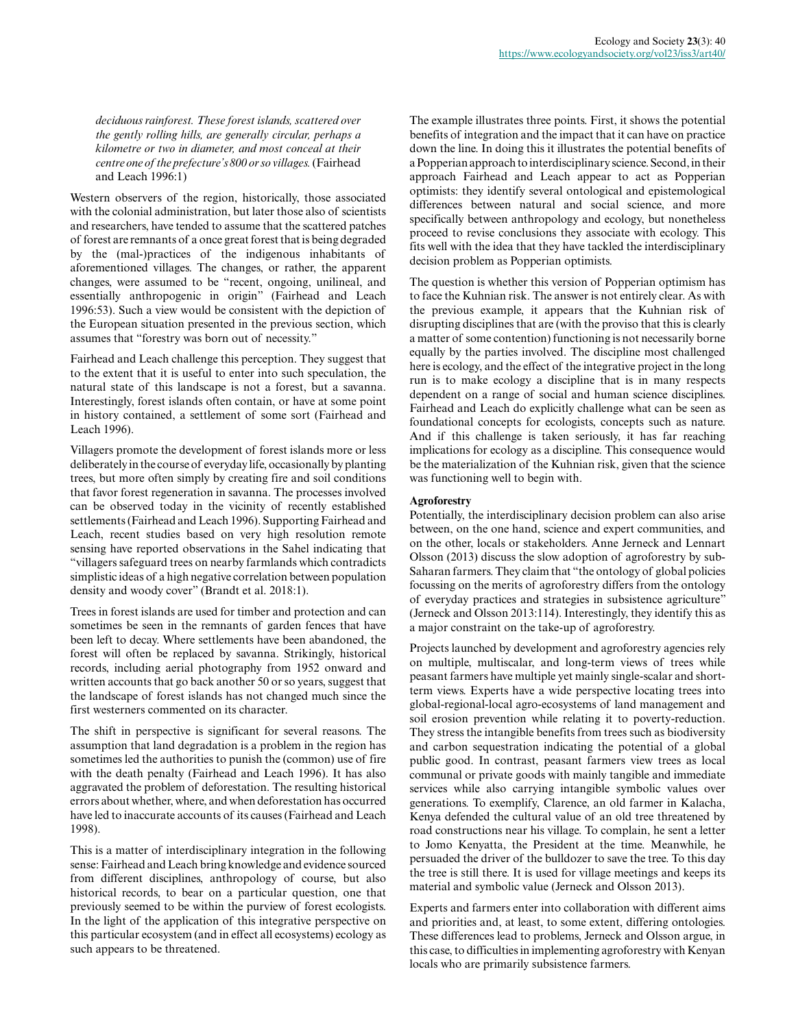*deciduous rainforest. These forest islands, scattered over the gently rolling hills, are generally circular, perhaps a kilometre or two in diameter, and most conceal at their centre one of the prefecture's 800 or so villages.* (Fairhead and Leach 1996:1)

Western observers of the region, historically, those associated with the colonial administration, but later those also of scientists and researchers, have tended to assume that the scattered patches of forest are remnants of a once great forest that is being degraded by the (mal-)practices of the indigenous inhabitants of aforementioned villages. The changes, or rather, the apparent changes, were assumed to be "recent, ongoing, unilineal, and essentially anthropogenic in origin" (Fairhead and Leach 1996:53). Such a view would be consistent with the depiction of the European situation presented in the previous section, which assumes that "forestry was born out of necessity."

Fairhead and Leach challenge this perception. They suggest that to the extent that it is useful to enter into such speculation, the natural state of this landscape is not a forest, but a savanna. Interestingly, forest islands often contain, or have at some point in history contained, a settlement of some sort (Fairhead and Leach 1996).

Villagers promote the development of forest islands more or less deliberately in the course of everyday life, occasionally by planting trees, but more often simply by creating fire and soil conditions that favor forest regeneration in savanna. The processes involved can be observed today in the vicinity of recently established settlements (Fairhead and Leach 1996). Supporting Fairhead and Leach, recent studies based on very high resolution remote sensing have reported observations in the Sahel indicating that "villagers safeguard trees on nearby farmlands which contradicts simplistic ideas of a high negative correlation between population density and woody cover" (Brandt et al. 2018:1).

Trees in forest islands are used for timber and protection and can sometimes be seen in the remnants of garden fences that have been left to decay. Where settlements have been abandoned, the forest will often be replaced by savanna. Strikingly, historical records, including aerial photography from 1952 onward and written accounts that go back another 50 or so years, suggest that the landscape of forest islands has not changed much since the first westerners commented on its character.

The shift in perspective is significant for several reasons. The assumption that land degradation is a problem in the region has sometimes led the authorities to punish the (common) use of fire with the death penalty (Fairhead and Leach 1996). It has also aggravated the problem of deforestation. The resulting historical errors about whether, where, and when deforestation has occurred have led to inaccurate accounts of its causes (Fairhead and Leach 1998).

This is a matter of interdisciplinary integration in the following sense: Fairhead and Leach bring knowledge and evidence sourced from different disciplines, anthropology of course, but also historical records, to bear on a particular question, one that previously seemed to be within the purview of forest ecologists. In the light of the application of this integrative perspective on this particular ecosystem (and in effect all ecosystems) ecology as such appears to be threatened.

The example illustrates three points. First, it shows the potential benefits of integration and the impact that it can have on practice down the line. In doing this it illustrates the potential benefits of a Popperian approach to interdisciplinary science. Second, in their approach Fairhead and Leach appear to act as Popperian optimists: they identify several ontological and epistemological differences between natural and social science, and more specifically between anthropology and ecology, but nonetheless proceed to revise conclusions they associate with ecology. This fits well with the idea that they have tackled the interdisciplinary decision problem as Popperian optimists.

The question is whether this version of Popperian optimism has to face the Kuhnian risk. The answer is not entirely clear. As with the previous example, it appears that the Kuhnian risk of disrupting disciplines that are (with the proviso that this is clearly a matter of some contention) functioning is not necessarily borne equally by the parties involved. The discipline most challenged here is ecology, and the effect of the integrative project in the long run is to make ecology a discipline that is in many respects dependent on a range of social and human science disciplines. Fairhead and Leach do explicitly challenge what can be seen as foundational concepts for ecologists, concepts such as nature. And if this challenge is taken seriously, it has far reaching implications for ecology as a discipline. This consequence would be the materialization of the Kuhnian risk, given that the science was functioning well to begin with.

### Agroforestry

Potentially, the interdisciplinary decision problem can also arise between, on the one hand, science and expert communities, and on the other, locals or stakeholders. Anne Jerneck and Lennart Olsson (2013) discuss the slow adoption of agroforestry by sub-Saharan farmers. They claim that "the ontology of global policies focussing on the merits of agroforestry differs from the ontology of everyday practices and strategies in subsistence agriculture" (Jerneck and Olsson 2013:114). Interestingly, they identify this as a major constraint on the take-up of agroforestry.

Projects launched by development and agroforestry agencies rely on multiple, multiscalar, and long-term views of trees while peasant farmers have multiple yet mainly single-scalar and short-term views. Experts have a wide perspective locating trees into global-regional-local agro-ecosystems of land management and soil erosion prevention while relating it to poverty-reduction. They stress the intangible benefits from trees such as biodiversity and carbon sequestration indicating the potential of a global public good. In contrast, peasant farmers view trees as local communal or private goods with mainly tangible and immediate services while also carrying intangible symbolic values over generations. To exemplify, Clarence, an old farmer in Kalacha, Kenya defended the cultural value of an old tree threatened by road constructions near his village. To complain, he sent a letter to Jomo Kenyatta, the President at the time. Meanwhile, he persuaded the driver of the bulldozer to save the tree. To this day the tree is still there. It is used for village meetings and keeps its material and symbolic value (Jerneck and Olsson 2013).

Experts and farmers enter into collaboration with different aims and priorities and, at least, to some extent, differing ontologies. These differences lead to problems, Jerneck and Olsson argue, in this case, to difficulties in implementing agroforestry with Kenyan locals who are primarily subsistence farmers.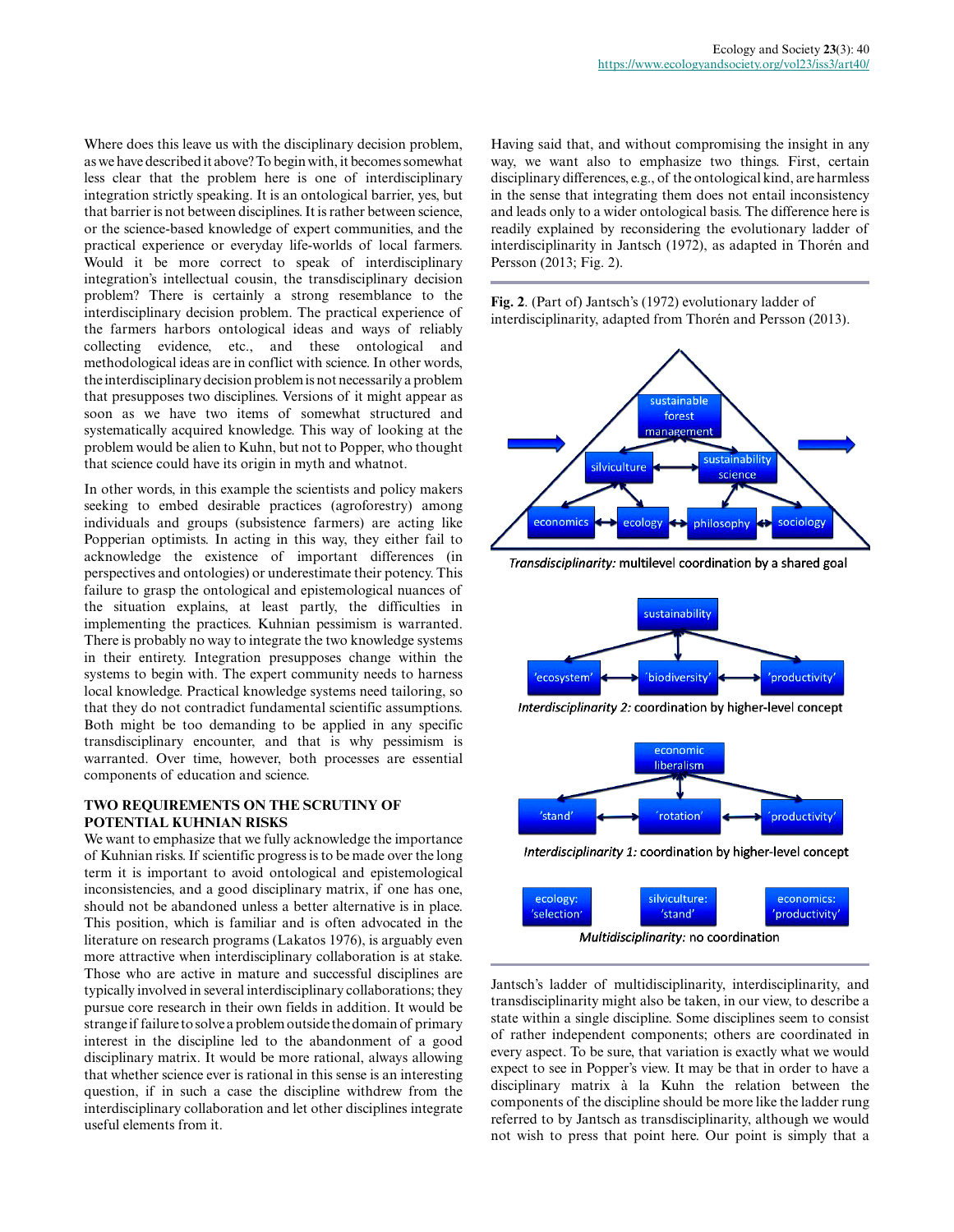Where does this leave us with the disciplinary decision problem, as we have described it above? To begin with, it becomes somewhat less clear that the problem here is one of interdisciplinary integration strictly speaking. It is an ontological barrier, yes, but that barrier is not between disciplines. It is rather between science, or the science-based knowledge of expert communities, and the practical experience or everyday life-worlds of local farmers. Would it be more correct to speak of interdisciplinary integration's intellectual cousin, the transdisciplinary decision problem? There is certainly a strong resemblance to the interdisciplinary decision problem. The practical experience of the farmers harbors ontological ideas and ways of reliably collecting evidence, etc., and these ontological and methodological ideas are in conflict with science. In other words, the interdisciplinary decision problem is not necessarily a problem that presupposes two disciplines. Versions of it might appear as soon as we have two items of somewhat structured and systematically acquired knowledge. This way of looking at the problem would be alien to Kuhn, but not to Popper, who thought that science could have its origin in myth and whatnot.

In other words, in this example the scientists and policy makers seeking to embed desirable practices (agroforestry) among individuals and groups (subsistence farmers) are acting like Popperian optimists. In acting in this way, they either fail to acknowledge the existence of important differences (in perspectives and ontologies) or underestimate their potency. This failure to grasp the ontological and epistemological nuances of the situation explains, at least partly, the difficulties in implementing the practices. Kuhnian pessimism is warranted. There is probably no way to integrate the two knowledge systems in their entirety. Integration presupposes change within the systems to begin with. The expert community needs to harness local knowledge. Practical knowledge systems need tailoring, so that they do not contradict fundamental scientific assumptions. Both might be too demanding to be applied in any specific transdisciplinary encounter, and that is why pessimism is warranted. Over time, however, both processes are essential components of education and science.

## TWO REQUIREMENTS ON THE SCRUTINY OF POTENTIAL KUHNIAN RISKS

We want to emphasize that we fully acknowledge the importance of Kuhnian risks. If scientific progress is to be made over the long term it is important to avoid ontological and epistemological inconsistencies, and a good disciplinary matrix, if one has one, should not be abandoned unless a better alternative is in place. This position, which is familiar and is often advocated in the literature on research programs (Lakatos 1976), is arguably even more attractive when interdisciplinary collaboration is at stake. Those who are active in mature and successful disciplines are typically involved in several interdisciplinary collaborations; they pursue core research in their own fields in addition. It would be strange if failure to solve a problem outside the domain of primary interest in the discipline led to the abandonment of a good disciplinary matrix. It would be more rational, always allowing that whether science ever is rational in this sense is an interesting question, if in such a case the discipline withdrew from the interdisciplinary collaboration and let other disciplines integrate useful elements from it.

Having said that, and without compromising the insight in any way, we want also to emphasize two things. First, certain disciplinary differences, e.g., of the ontological kind, are harmless in the sense that integrating them does not entail inconsistency and leads only to a wider ontological basis. The difference here is readily explained by reconsidering the evolutionary ladder of interdisciplinarity in Jantsch (1972), as adapted in Thorén and Persson (2013; Fig. 2).

**Fig. 2**. (Part of) Jantsch's (1972) evolutionary ladder of interdisciplinarity, adapted from Thorén and Persson (2013).

Jantsch's ladder of multidisciplinarity, interdisciplinarity, and transdisciplinarity might also be taken, in our view, to describe a state within a single discipline. Some disciplines seem to consist of rather independent components; others are coordinated in every aspect. To be sure, that variation is exactly what we would expect to see in Popper's view. It may be that in order to have a disciplinary matrix à la Kuhn the relation between the components of the discipline should be more like the ladder rung referred to by Jantsch as transdisciplinarity, although we would not wish to press that point here. Our point is simply that a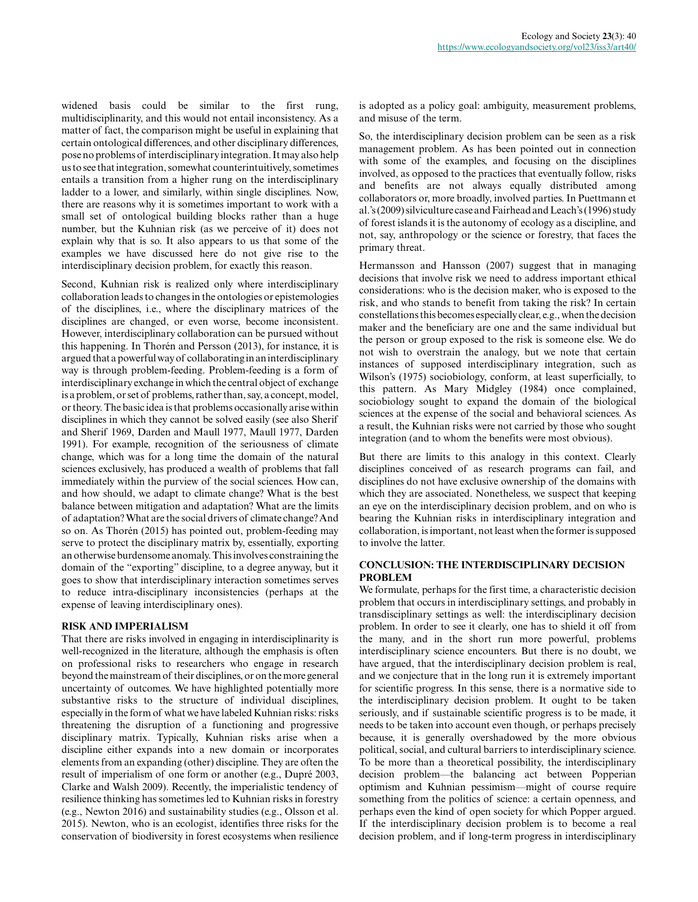widened basis could be similar to the first rung, multidisciplinarity, and this would not entail inconsistency. As a matter of fact, the comparison might be useful in explaining that certain ontological differences, and other disciplinary differences, pose no problems of interdisciplinary integration. It may also help us to see that integration, somewhat counterintuitively, sometimes entails a transition from a higher rung on the interdisciplinary ladder to a lower, and similarly, within single disciplines. Now, there are reasons why it is sometimes important to work with a small set of ontological building blocks rather than a huge number, but the Kuhnian risk (as we perceive of it) does not explain why that is so. It also appears to us that some of the examples we have discussed here do not give rise to the interdisciplinary decision problem, for exactly this reason.

Second, Kuhnian risk is realized only where interdisciplinary collaboration leads to changes in the ontologies or epistemologies of the disciplines, i.e., where the disciplinary matrices of the disciplines are changed, or even worse, become inconsistent. However, interdisciplinary collaboration can be pursued without this happening. In Thorén and Persson (2013), for instance, it is argued that a powerful way of collaborating in an interdisciplinary way is through problem-feeding. Problem-feeding is a form of interdisciplinary exchange in which the central object of exchange is a problem, or set of problems, rather than, say, a concept, model, or theory. The basic idea is that problems occasionally arise within disciplines in which they cannot be solved easily (see also Sherif and Sherif 1969, Darden and Maull 1977, Maull 1977, Darden 1991). For example, recognition of the seriousness of climate change, which was for a long time the domain of the natural sciences exclusively, has produced a wealth of problems that fall immediately within the purview of the social sciences. How can, and how should, we adapt to climate change? What is the best balance between mitigation and adaptation? What are the limits of adaptation? What are the social drivers of climate change? And so on. As Thorén (2015) has pointed out, problem-feeding may serve to protect the disciplinary matrix by, essentially, exporting an otherwise burdensome anomaly. This involves constraining the domain of the "exporting" discipline, to a degree anyway, but it goes to show that interdisciplinary interaction sometimes serves to reduce intra-disciplinary inconsistencies (perhaps at the expense of leaving interdisciplinary ones).

## RISK AND IMPERIALISM

That there are risks involved in engaging in interdisciplinarity is well-recognized in the literature, although the emphasis is often on professional risks to researchers who engage in research beyond the mainstream of their disciplines, or on the more general uncertainty of outcomes. We have highlighted potentially more substantive risks to the structure of individual disciplines, especially in the form of what we have labeled Kuhnian risks: risks threatening the disruption of a functioning and progressive disciplinary matrix. Typically, Kuhnian risks arise when a discipline either expands into a new domain or incorporates elements from an expanding (other) discipline. They are often the result of imperialism of one form or another (e.g., Dupré 2003, Clarke and Walsh 2009). Recently, the imperialistic tendency of resilience thinking has sometimes led to Kuhnian risks in forestry (e.g., Newton 2016) and sustainability studies (e.g., Olsson et al. 2015). Newton, who is an ecologist, identifies three risks for the conservation of biodiversity in forest ecosystems when resilience is adopted as a policy goal: ambiguity, measurement problems, and misuse of the term.

So, the interdisciplinary decision problem can be seen as a risk management problem. As has been pointed out in connection with some of the examples, and focusing on the disciplines involved, as opposed to the practices that eventually follow, risks and benefits are not always equally distributed among collaborators or, more broadly, involved parties. In Puettmann et al.'s (2009) silviculture case and Fairhead and Leach's (1996) study of forest islands it is the autonomy of ecology as a discipline, and not, say, anthropology or the science or forestry, that faces the primary threat.

Hermansson and Hansson (2007) suggest that in managing decisions that involve risk we need to address important ethical considerations: who is the decision maker, who is exposed to the risk, and who stands to benefit from taking the risk? In certain constellations this becomes especially clear, e.g., when the decision maker and the beneficiary are one and the same individual but the person or group exposed to the risk is someone else. We do not wish to overstrain the analogy, but we note that certain instances of supposed interdisciplinary integration, such as Wilson's (1975) sociobiology, conform, at least superficially, to this pattern. As Mary Midgley (1984) once complained, sociobiology sought to expand the domain of the biological sciences at the expense of the social and behavioral sciences. As a result, the Kuhnian risks were not carried by those who sought integration (and to whom the benefits were most obvious).

But there are limits to this analogy in this context. Clearly disciplines conceived of as research programs can fail, and disciplines do not have exclusive ownership of the domains with which they are associated. Nonetheless, we suspect that keeping an eye on the interdisciplinary decision problem, and on who is bearing the Kuhnian risks in interdisciplinary integration and collaboration, is important, not least when the former is supposed to involve the latter.

## CONCLUSION: THE INTERDISCIPLINARY DECISION PROBLEM

We formulate, perhaps for the first time, a characteristic decision problem that occurs in interdisciplinary settings, and probably in transdisciplinary settings as well: the interdisciplinary decision problem. In order to see it clearly, one has to shield it off from the many, and in the short run more powerful, problems interdisciplinary science encounters. But there is no doubt, we have argued, that the interdisciplinary decision problem is real, and we conjecture that in the long run it is extremely important for scientific progress. In this sense, there is a normative side to the interdisciplinary decision problem. It ought to be taken seriously, and if sustainable scientific progress is to be made, it needs to be taken into account even though, or perhaps precisely because, it is generally overshadowed by the more obvious political, social, and cultural barriers to interdisciplinary science. To be more than a theoretical possibility, the interdisciplinary decision problem—the balancing act between Popperian optimism and Kuhnian pessimism—might of course require something from the politics of science: a certain openness, and perhaps even the kind of open society for which Popper argued. If the interdisciplinary decision problem is to become a real decision problem, and if long-term progress in interdisciplinary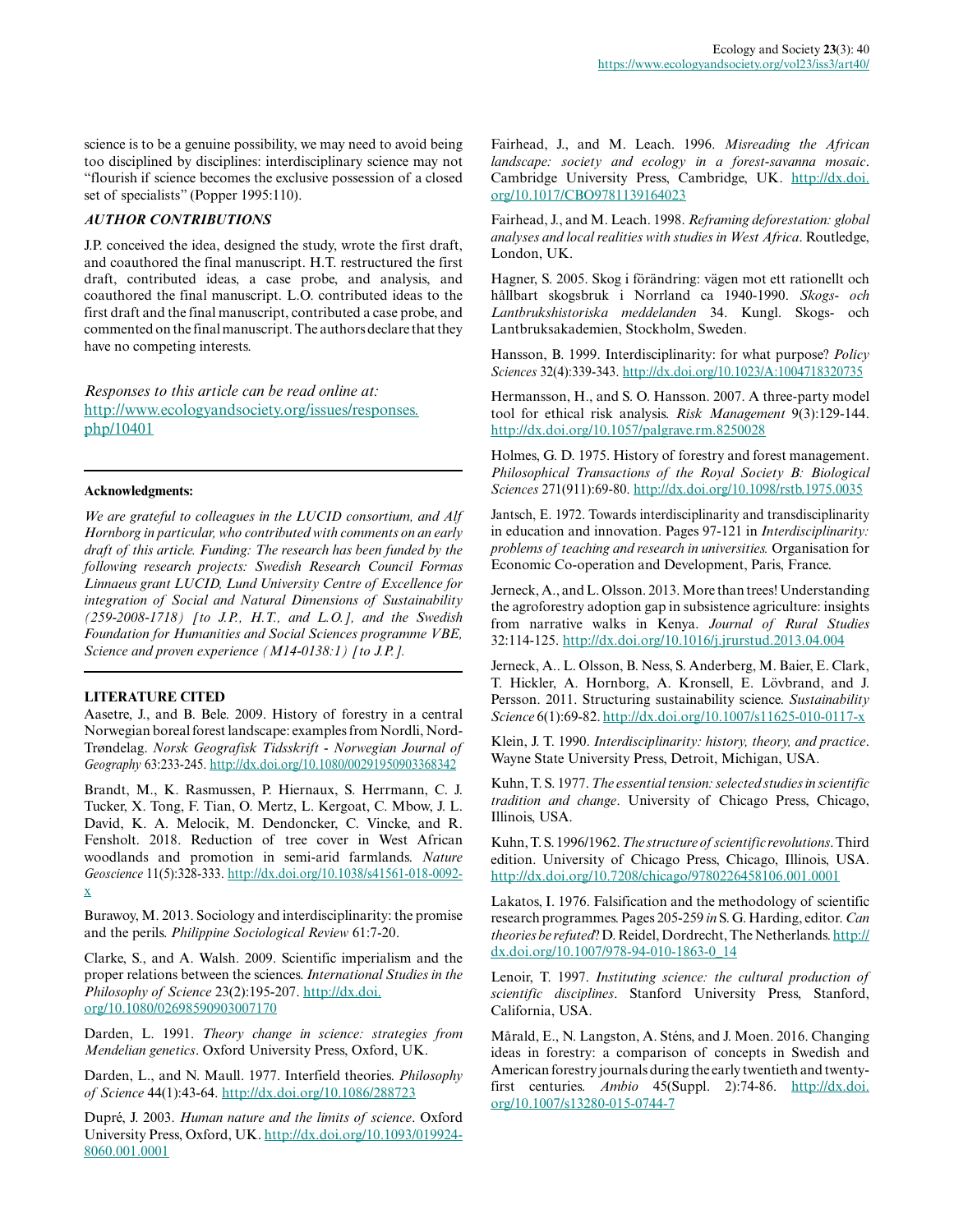science is to be a genuine possibility, we may need to avoid being too disciplined by disciplines: interdisciplinary science may not "flourish if science becomes the exclusive possession of a closed set of specialists" (Popper 1995:110).

### *AUTHOR CONTRIBUTIONS*

J.P. conceived the idea, designed the study, wrote the first draft, and coauthored the final manuscript. H.T. restructured the first draft, contributed ideas, a case probe, and analysis, and coauthored the final manuscript. L.O. contributed ideas to the first draft and the final manuscript, contributed a case probe, and commented on the final manuscript. The authors declare that they have no competing interests.

*Responses to this article can be read online at:*
http://www.ecologyandsociety.org/issues/responses.php/10401

---

**Acknowledgments:**

*We are grateful to colleagues in the LUCID consortium, and Alf Hornborg in particular, who contributed with comments on an early draft of this article. Funding: The research has been funded by the following research projects: Swedish Research Council Formas Linnaeus grant LUCID, Lund University Centre of Excellence for integration of Social and Natural Dimensions of Sustainability (259-2008-1718) [to J.P., H.T., and L.O.], and the Swedish Foundation for Humanities and Social Sciences programme VBE, Science and proven experience (M14-0138:1) [to J.P.].*

---

### LITERATURE CITED

Aasetre, J., and B. Bele. 2009. History of forestry in a central Norwegian boreal forest landscape: examples from Nordli, Nord-Trøndelag. *Norsk Geografisk Tidsskrift - Norwegian Journal of Geography* 63:233-245. http://dx.doi.org/10.1080/00291950903368342

Brandt, M., K. Rasmussen, P. Hiernaux, S. Herrmann, C. J. Tucker, X. Tong, F. Tian, O. Mertz, L. Kergoat, C. Mbow, J. L. David, K. A. Melocik, M. Dendoncker, C. Vincke, and R. Fensholt. 2018. Reduction of tree cover in West African woodlands and promotion in semi-arid farmlands. *Nature Geoscience* 11(5):328-333. http://dx.doi.org/10.1038/s41561-018-0092-x

Burawoy, M. 2013. Sociology and interdisciplinarity: the promise and the perils. *Philippine Sociological Review* 61:7-20.

Clarke, S., and A. Walsh. 2009. Scientific imperialism and the proper relations between the sciences. *International Studies in the Philosophy of Science* 23(2):195-207. http://dx.doi.org/10.1080/02698590903007170

Darden, L. 1991. *Theory change in science: strategies from Mendelian genetics*. Oxford University Press, Oxford, UK.

Darden, L., and N. Maull. 1977. Interfield theories. *Philosophy of Science* 44(1):43-64. http://dx.doi.org/10.1086/288723

Dupré, J. 2003. *Human nature and the limits of science*. Oxford University Press, Oxford, UK. http://dx.doi.org/10.1093/0199248060.001.0001

Fairhead, J., and M. Leach. 1996. *Misreading the African landscape: society and ecology in a forest-savanna mosaic*. Cambridge University Press, Cambridge, UK. http://dx.doi.org/10.1017/CBO9781139164023

Fairhead, J., and M. Leach. 1998. *Reframing deforestation: global analyses and local realities with studies in West Africa*. Routledge, London, UK.

Hagner, S. 2005. Skog i förändring: vägen mot ett rationellt och hållbart skogsbruk i Norrland ca 1940-1990. *Skogs- och Lantbrukshistoriska meddelanden* 34. Kungl. Skogs- och Lantbruksakademien, Stockholm, Sweden.

Hansson, B. 1999. Interdisciplinarity: for what purpose? *Policy Sciences* 32(4):339-343. http://dx.doi.org/10.1023/A:1004718320735

Hermansson, H., and S. O. Hansson. 2007. A three-party model tool for ethical risk analysis. *Risk Management* 9(3):129-144. http://dx.doi.org/10.1057/palgrave.rm.8250028

Holmes, G. D. 1975. History of forestry and forest management. *Philosophical Transactions of the Royal Society B: Biological Sciences* 271(911):69-80. http://dx.doi.org/10.1098/rstb.1975.0035

Jantsch, E. 1972. Towards interdisciplinarity and transdisciplinarity in education and innovation. Pages 97-121 in *Interdisciplinarity: problems of teaching and research in universities.* Organisation for Economic Co-operation and Development, Paris, France.

Jerneck, A., and L. Olsson. 2013. More than trees! Understanding the agroforestry adoption gap in subsistence agriculture: insights from narrative walks in Kenya. *Journal of Rural Studies* 32:114-125. http://dx.doi.org/10.1016/j.jrurstud.2013.04.004

Jerneck, A.. L. Olsson, B. Ness, S. Anderberg, M. Baier, E. Clark, T. Hickler, A. Hornborg, A. Kronsell, E. Lövbrand, and J. Persson. 2011. Structuring sustainability science. *Sustainability Science* 6(1):69-82. http://dx.doi.org/10.1007/s11625-010-0117-x

Klein, J. T. 1990. *Interdisciplinarity: history, theory, and practice*. Wayne State University Press, Detroit, Michigan, USA.

Kuhn, T. S. 1977. *The essential tension: selected studies in scientific tradition and change*. University of Chicago Press, Chicago, Illinois, USA.

Kuhn, T. S. 1996/1962. *The structure of scientific revolutions*. Third edition. University of Chicago Press, Chicago, Illinois, USA. http://dx.doi.org/10.7208/chicago/9780226458106.001.0001

Lakatos, I. 1976. Falsification and the methodology of scientific research programmes. Pages 205-259 *in* S. G. Harding, editor. *Can theories be refuted*? D. Reidel, Dordrecht, The Netherlands. http://dx.doi.org/10.1007/978-94-010-1863-0_14

Lenoir, T. 1997. *Instituting science: the cultural production of scientific disciplines*. Stanford University Press, Stanford, California, USA.

Mårald, E., N. Langston, A. Sténs, and J. Moen. 2016. Changing ideas in forestry: a comparison of concepts in Swedish and American forestry journals during the early twentieth and twenty-first centuries. *Ambio* 45(Suppl. 2):74-86. http://dx.doi.org/10.1007/s13280-015-0744-7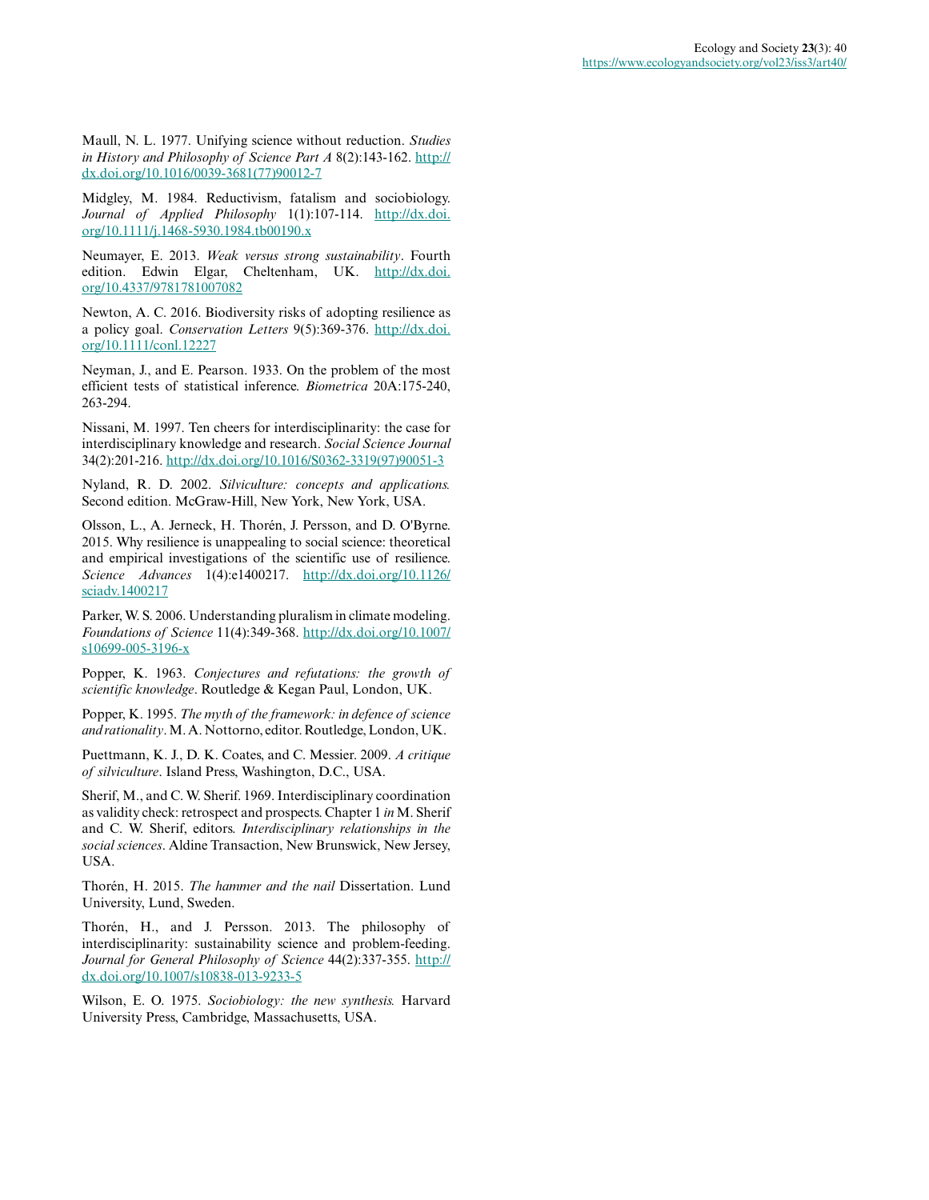Maull, N. L. 1977. Unifying science without reduction. *Studies in History and Philosophy of Science Part A* 8(2):143-162. http://dx.doi.org/10.1016/0039-3681(77)90012-7

Midgley, M. 1984. Reductivism, fatalism and sociobiology. *Journal of Applied Philosophy* 1(1):107-114. http://dx.doi.org/10.1111/j.1468-5930.1984.tb00190.x

Neumayer, E. 2013. *Weak versus strong sustainability*. Fourth edition. Edwin Elgar, Cheltenham, UK. http://dx.doi.org/10.4337/9781781007082

Newton, A. C. 2016. Biodiversity risks of adopting resilience as a policy goal. *Conservation Letters* 9(5):369-376. http://dx.doi.org/10.1111/conl.12227

Neyman, J., and E. Pearson. 1933. On the problem of the most efficient tests of statistical inference. *Biometrica* 20A:175-240, 263-294.

Nissani, M. 1997. Ten cheers for interdisciplinarity: the case for interdisciplinary knowledge and research. *Social Science Journal* 34(2):201-216. http://dx.doi.org/10.1016/S0362-3319(97)90051-3

Nyland, R. D. 2002. *Silviculture: concepts and applications.* Second edition. McGraw-Hill, New York, New York, USA.

Olsson, L., A. Jerneck, H. Thorén, J. Persson, and D. O'Byrne. 2015. Why resilience is unappealing to social science: theoretical and empirical investigations of the scientific use of resilience. *Science Advances* 1(4):e1400217. http://dx.doi.org/10.1126/sciadv.1400217

Parker, W. S. 2006. Understanding pluralism in climate modeling. *Foundations of Science* 11(4):349-368. http://dx.doi.org/10.1007/s10699-005-3196-x

Popper, K. 1963. *Conjectures and refutations: the growth of scientific knowledge*. Routledge & Kegan Paul, London, UK.

Popper, K. 1995. *The myth of the framework: in defence of science and rationality*. M. A. Nottorno, editor. Routledge, London, UK.

Puettmann, K. J., D. K. Coates, and C. Messier. 2009. *A critique of silviculture*. Island Press, Washington, D.C., USA.

Sherif, M., and C. W. Sherif. 1969. Interdisciplinary coordination as validity check: retrospect and prospects. Chapter 1 *in* M. Sherif and C. W. Sherif, editors. *Interdisciplinary relationships in the social sciences*. Aldine Transaction, New Brunswick, New Jersey, USA.

Thorén, H. 2015. *The hammer and the nail* Dissertation. Lund University, Lund, Sweden.

Thorén, H., and J. Persson. 2013. The philosophy of interdisciplinarity: sustainability science and problem-feeding. *Journal for General Philosophy of Science* 44(2):337-355. http://dx.doi.org/10.1007/s10838-013-9233-5

Wilson, E. O. 1975. *Sociobiology: the new synthesis.* Harvard University Press, Cambridge, Massachusetts, USA.